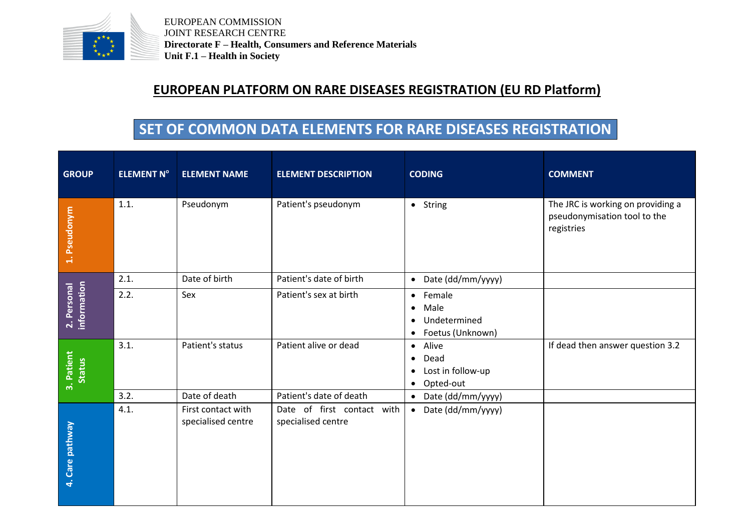EUROPEAN COMMISSION
JOINT RESEARCH CENTRE
**Directorate F – Health, Consumers and Reference Materials**
**Unit F.1 – Health in Society**

# EUROPEAN PLATFORM ON RARE DISEASES REGISTRATION (EU RD Platform)

## SET OF COMMON DATA ELEMENTS FOR RARE DISEASES REGISTRATION

| GROUP | ELEMENT N° | ELEMENT NAME | ELEMENT DESCRIPTION | CODING | COMMENT |
|---|---|---|---|---|---|
| 1. Pseudonym | 1.1. | Pseudonym | Patient's pseudonym | • String | The JRC is working on providing a pseudonymisation tool to the registries |
| 2. Personal information | 2.1. | Date of birth | Patient's date of birth | • Date (dd/mm/yyyy) | |
| | 2.2. | Sex | Patient's sex at birth | • Female<br>• Male<br>• Undetermined<br>• Foetus (Unknown) | |
| 3. Patient Status | 3.1. | Patient's status | Patient alive or dead | • Alive<br>• Dead<br>• Lost in follow-up<br>• Opted-out | If dead then answer question 3.2 |
| | 3.2. | Date of death | Patient's date of death | • Date (dd/mm/yyyy) | |
| 4. Care pathway | 4.1. | First contact with specialised centre | Date of first contact with specialised centre | • Date (dd/mm/yyyy) | |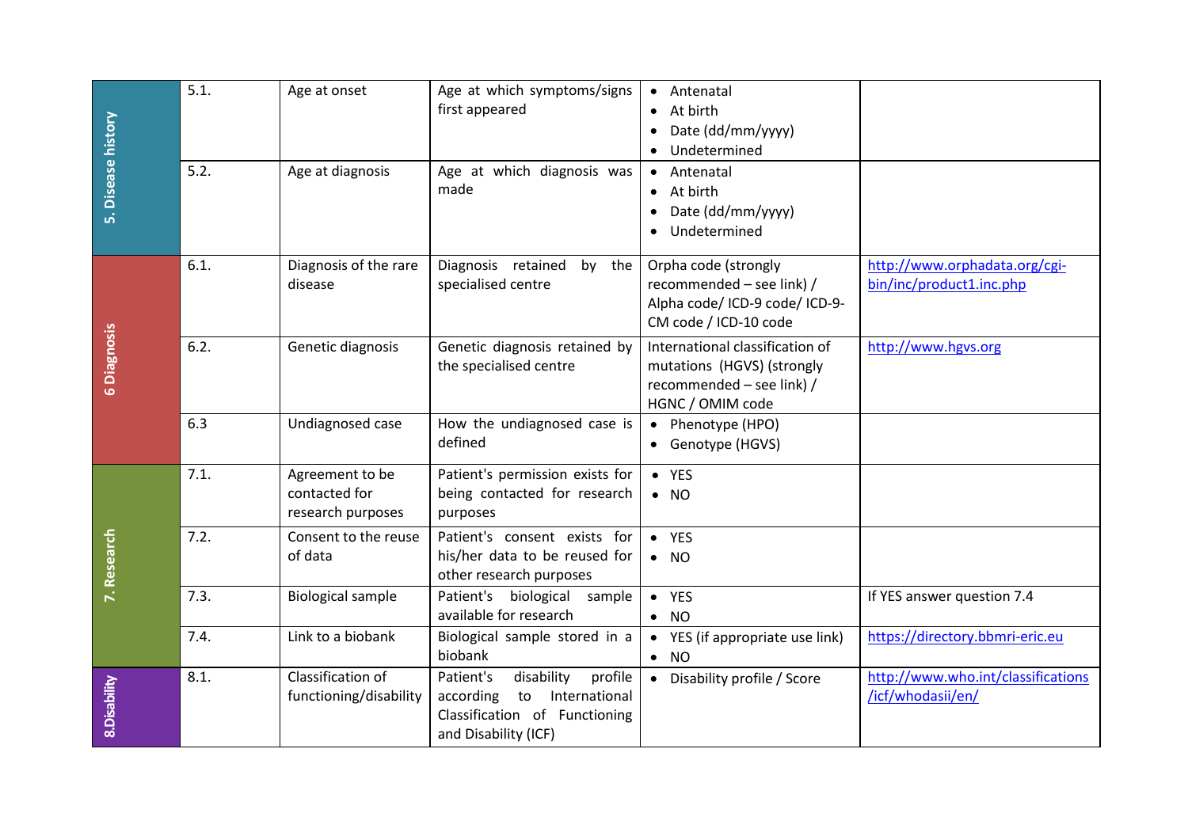| | | | | | |
|---|---|---|---|---|---|
| 5. Disease history | 5.1. | Age at onset | Age at which symptoms/signs first appeared | • Antenatal<br>• At birth<br>• Date (dd/mm/yyyy)<br>• Undetermined | |
| | 5.2. | Age at diagnosis | Age at which diagnosis was made | • Antenatal<br>• At birth<br>• Date (dd/mm/yyyy)<br>• Undetermined | |
| 6 Diagnosis | 6.1. | Diagnosis of the rare disease | Diagnosis retained by the specialised centre | Orpha code (strongly recommended – see link) / Alpha code/ ICD-9 code/ ICD-9-CM code / ICD-10 code | http://www.orphadata.org/cgi-bin/inc/product1.inc.php |
| | 6.2. | Genetic diagnosis | Genetic diagnosis retained by the specialised centre | International classification of mutations (HGVS) (strongly recommended – see link) / HGNC / OMIM code | http://www.hgvs.org |
| | 6.3 | Undiagnosed case | How the undiagnosed case is defined | • Phenotype (HPO)<br>• Genotype (HGVS) | |
| 7. Research | 7.1. | Agreement to be contacted for research purposes | Patient's permission exists for being contacted for research purposes | • YES<br>• NO | |
| | 7.2. | Consent to the reuse of data | Patient's consent exists for his/her data to be reused for other research purposes | • YES<br>• NO | |
| | 7.3. | Biological sample | Patient's biological sample available for research | • YES<br>• NO | If YES answer question 7.4 |
| | 7.4. | Link to a biobank | Biological sample stored in a biobank | • YES (if appropriate use link)<br>• NO | https://directory.bbmri-eric.eu |
| 8.Disability | 8.1. | Classification of functioning/disability | Patient's disability profile according to International Classification of Functioning and Disability (ICF) | • Disability profile / Score | http://www.who.int/classifications/icf/whodasii/en/ |